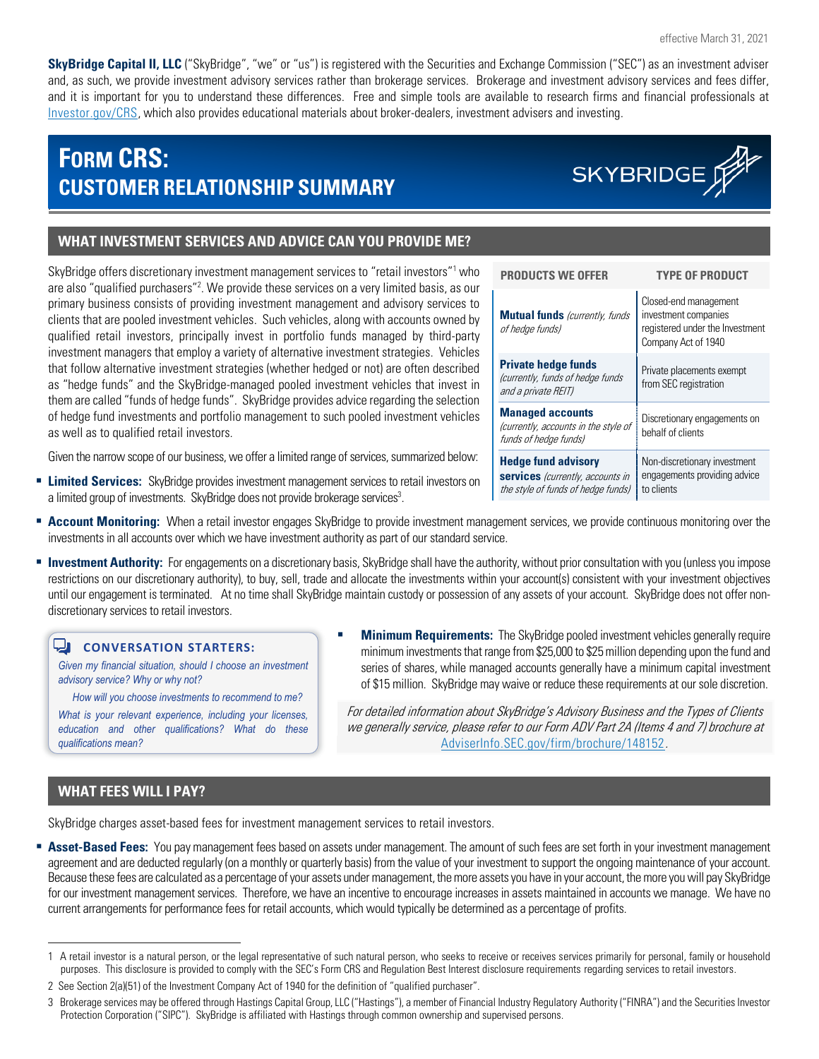effective March 31, 2021

**SkyBridge Capital II, LLC** ("SkyBridge", "we" or "us") is registered with the Securities and Exchange Commission ("SEC") as an investment adviser and, as such, we provide investment advisory services rather than brokerage services. Brokerage and investment advisory services and fees differ, and it is important for you to understand these differences. Free and simple tools are available to research firms and financial professionals at Investor.gov/CRS, which also provides educational materials about broker-dealers, investment advisers and investing.

# FORM CRS: CUSTOMER RELATIONSHIP SUMMARY

SKYBRIDGE

## WHAT INVESTMENT SERVICES AND ADVICE CAN YOU PROVIDE ME?

SkyBridge offers discretionary investment management services to "retail investors"[1] who are also "qualified purchasers"[2]. We provide these services on a very limited basis, as our primary business consists of providing investment management and advisory services to clients that are pooled investment vehicles. Such vehicles, along with accounts owned by qualified retail investors, principally invest in portfolio funds managed by third-party investment managers that employ a variety of alternative investment strategies. Vehicles that follow alternative investment strategies (whether hedged or not) are often described as "hedge funds" and the SkyBridge-managed pooled investment vehicles that invest in them are called "funds of hedge funds". SkyBridge provides advice regarding the selection of hedge fund investments and portfolio management to such pooled investment vehicles as well as to qualified retail investors.

Given the narrow scope of our business, we offer a limited range of services, summarized below:

| PRODUCTS WE OFFER | TYPE OF PRODUCT |
|---|---|
| **Mutual funds** *(currently, funds of hedge funds)* | Closed-end management investment companies registered under the Investment Company Act of 1940 |
| **Private hedge funds** *(currently, funds of hedge funds and a private REIT)* | Private placements exempt from SEC registration |
| **Managed accounts** *(currently, accounts in the style of funds of hedge funds)* | Discretionary engagements on behalf of clients |
| **Hedge fund advisory services** *(currently, accounts in the style of funds of hedge funds)* | Non-discretionary investment engagements providing advice to clients |

- **Limited Services:** SkyBridge provides investment management services to retail investors on a limited group of investments. SkyBridge does not provide brokerage services[3].
- **Account Monitoring:** When a retail investor engages SkyBridge to provide investment management services, we provide continuous monitoring over the investments in all accounts over which we have investment authority as part of our standard service.
- **Investment Authority:** For engagements on a discretionary basis, SkyBridge shall have the authority, without prior consultation with you (unless you impose restrictions on our discretionary authority), to buy, sell, trade and allocate the investments within your account(s) consistent with your investment objectives until our engagement is terminated. At no time shall SkyBridge maintain custody or possession of any assets of your account. SkyBridge does not offer non-discretionary services to retail investors.
- **Minimum Requirements:** The SkyBridge pooled investment vehicles generally require minimum investments that range from $25,000 to $25 million depending upon the fund and series of shares, while managed accounts generally have a minimum capital investment of $15 million. SkyBridge may waive or reduce these requirements at our sole discretion.

**CONVERSATION STARTERS:**

*Given my financial situation, should I choose an investment advisory service? Why or why not?*

*How will you choose investments to recommend to me?*

*What is your relevant experience, including your licenses, education and other qualifications? What do these qualifications mean?*

*For detailed information about SkyBridge's Advisory Business and the Types of Clients we generally service, please refer to our Form ADV Part 2A (Items 4 and 7) brochure at* AdviserInfo.SEC.gov/firm/brochure/148152.

## WHAT FEES WILL I PAY?

SkyBridge charges asset-based fees for investment management services to retail investors.

- **Asset-Based Fees:** You pay management fees based on assets under management. The amount of such fees are set forth in your investment management agreement and are deducted regularly (on a monthly or quarterly basis) from the value of your investment to support the ongoing maintenance of your account. Because these fees are calculated as a percentage of your assets under management, the more assets you have in your account, the more you will pay SkyBridge for our investment management services. Therefore, we have an incentive to encourage increases in assets maintained in accounts we manage. We have no current arrangements for performance fees for retail accounts, which would typically be determined as a percentage of profits.

---

1 A retail investor is a natural person, or the legal representative of such natural person, who seeks to receive or receives services primarily for personal, family or household purposes. This disclosure is provided to comply with the SEC's Form CRS and Regulation Best Interest disclosure requirements regarding services to retail investors.

2 See Section 2(a)(51) of the Investment Company Act of 1940 for the definition of "qualified purchaser".

3 Brokerage services may be offered through Hastings Capital Group, LLC ("Hastings"), a member of Financial Industry Regulatory Authority ("FINRA") and the Securities Investor Protection Corporation ("SIPC"). SkyBridge is affiliated with Hastings through common ownership and supervised persons.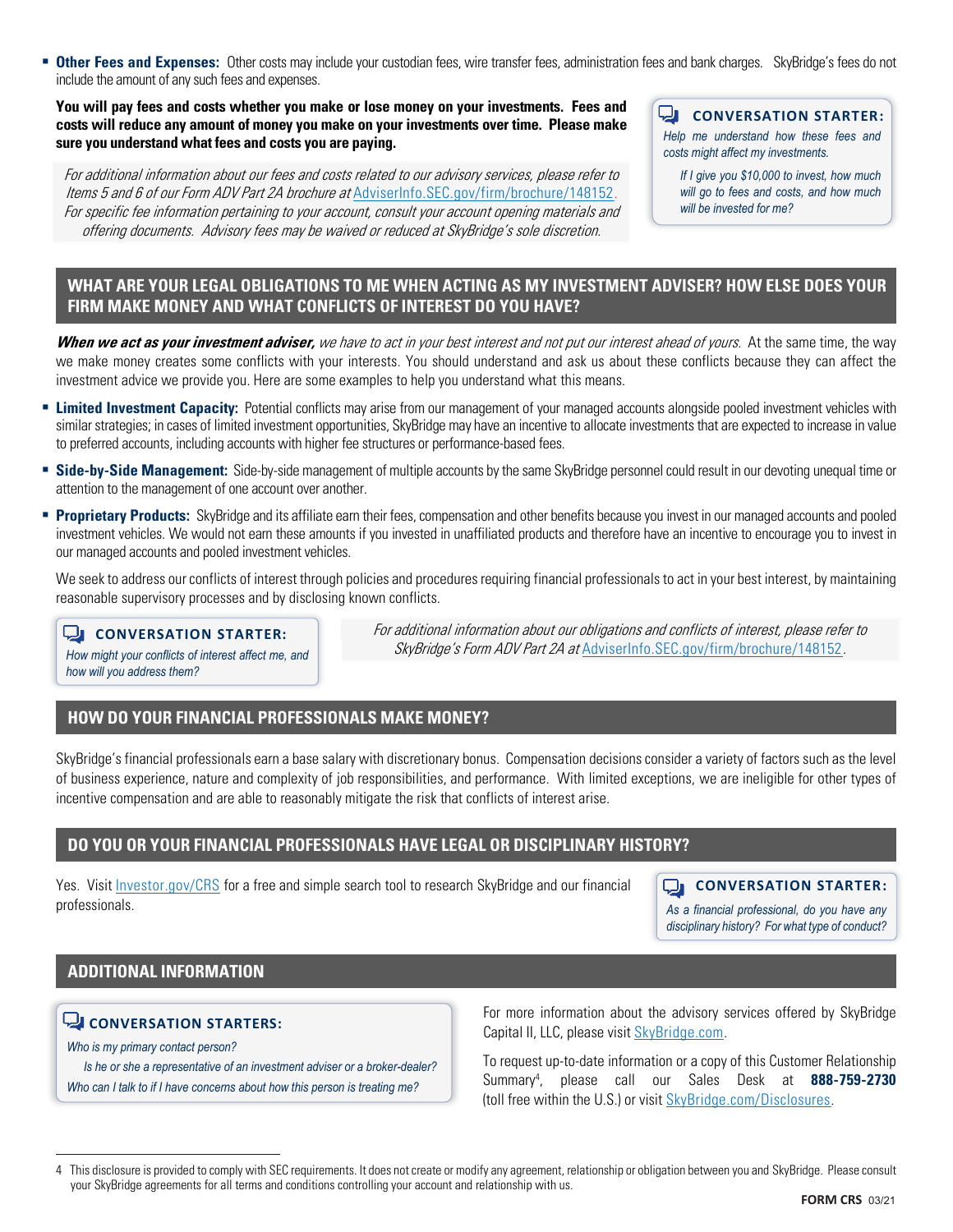- **Other Fees and Expenses:** Other costs may include your custodian fees, wire transfer fees, administration fees and bank charges. SkyBridge's fees do not include the amount of any such fees and expenses.

**You will pay fees and costs whether you make or lose money on your investments. Fees and costs will reduce any amount of money you make on your investments over time. Please make sure you understand what fees and costs you are paying.**

*For additional information about our fees and costs related to our advisory services, please refer to Items 5 and 6 of our Form ADV Part 2A brochure at* AdviserInfo.SEC.gov/firm/brochure/148152. *For specific fee information pertaining to your account, consult your account opening materials and offering documents. Advisory fees may be waived or reduced at SkyBridge's sole discretion.*

**CONVERSATION STARTER:**
*Help me understand how these fees and costs might affect my investments.*
*If I give you $10,000 to invest, how much will go to fees and costs, and how much will be invested for me?*

## WHAT ARE YOUR LEGAL OBLIGATIONS TO ME WHEN ACTING AS MY INVESTMENT ADVISER? HOW ELSE DOES YOUR FIRM MAKE MONEY AND WHAT CONFLICTS OF INTEREST DO YOU HAVE?

***When we act as your investment adviser,*** *we have to act in your best interest and not put our interest ahead of yours.* At the same time, the way we make money creates some conflicts with your interests. You should understand and ask us about these conflicts because they can affect the investment advice we provide you. Here are some examples to help you understand what this means.

- **Limited Investment Capacity:** Potential conflicts may arise from our management of your managed accounts alongside pooled investment vehicles with similar strategies; in cases of limited investment opportunities, SkyBridge may have an incentive to allocate investments that are expected to increase in value to preferred accounts, including accounts with higher fee structures or performance-based fees.
- **Side-by-Side Management:** Side-by-side management of multiple accounts by the same SkyBridge personnel could result in our devoting unequal time or attention to the management of one account over another.
- **Proprietary Products:** SkyBridge and its affiliate earn their fees, compensation and other benefits because you invest in our managed accounts and pooled investment vehicles. We would not earn these amounts if you invested in unaffiliated products and therefore have an incentive to encourage you to invest in our managed accounts and pooled investment vehicles.

We seek to address our conflicts of interest through policies and procedures requiring financial professionals to act in your best interest, by maintaining reasonable supervisory processes and by disclosing known conflicts.

**CONVERSATION STARTER:**
*How might your conflicts of interest affect me, and how will you address them?*

*For additional information about our obligations and conflicts of interest, please refer to SkyBridge's Form ADV Part 2A at* AdviserInfo.SEC.gov/firm/brochure/148152.

## HOW DO YOUR FINANCIAL PROFESSIONALS MAKE MONEY?

SkyBridge's financial professionals earn a base salary with discretionary bonus. Compensation decisions consider a variety of factors such as the level of business experience, nature and complexity of job responsibilities, and performance. With limited exceptions, we are ineligible for other types of incentive compensation and are able to reasonably mitigate the risk that conflicts of interest arise.

## DO YOU OR YOUR FINANCIAL PROFESSIONALS HAVE LEGAL OR DISCIPLINARY HISTORY?

Yes. Visit Investor.gov/CRS for a free and simple search tool to research SkyBridge and our financial professionals.

**CONVERSATION STARTER:**
*As a financial professional, do you have any disciplinary history? For what type of conduct?*

## ADDITIONAL INFORMATION

**CONVERSATION STARTERS:**
*Who is my primary contact person?*
*Is he or she a representative of an investment adviser or a broker-dealer?*
*Who can I talk to if I have concerns about how this person is treating me?*

For more information about the advisory services offered by SkyBridge Capital II, LLC, please visit SkyBridge.com.

To request up-to-date information or a copy of this Customer Relationship Summary[4], please call our Sales Desk at **888-759-2730** (toll free within the U.S.) or visit SkyBridge.com/Disclosures.

---

4 This disclosure is provided to comply with SEC requirements. It does not create or modify any agreement, relationship or obligation between you and SkyBridge. Please consult your SkyBridge agreements for all terms and conditions controlling your account and relationship with us.

**FORM CRS** 03/21